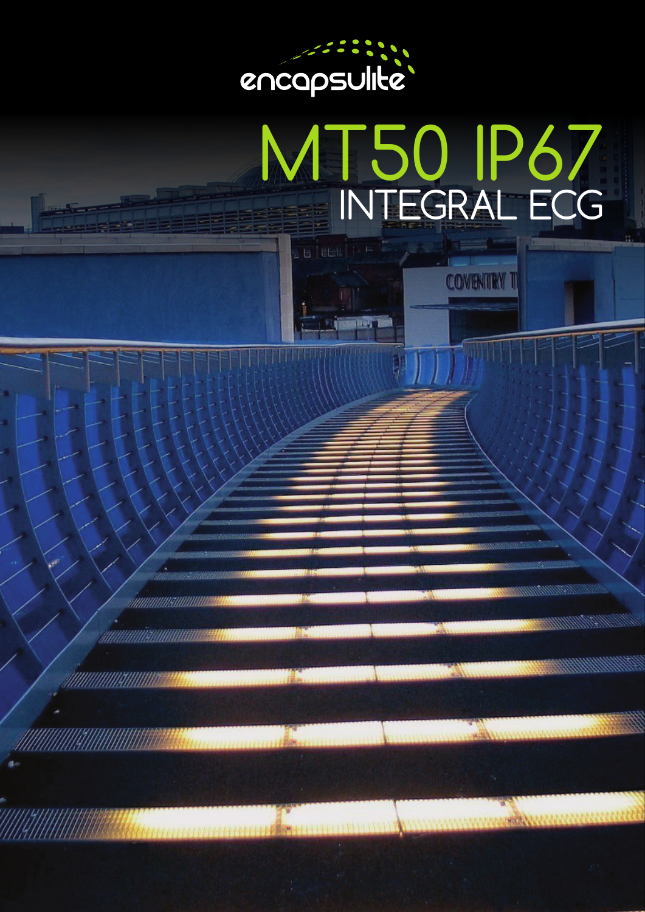encapsulite

# MT50 IP67

## INTEGRAL ECG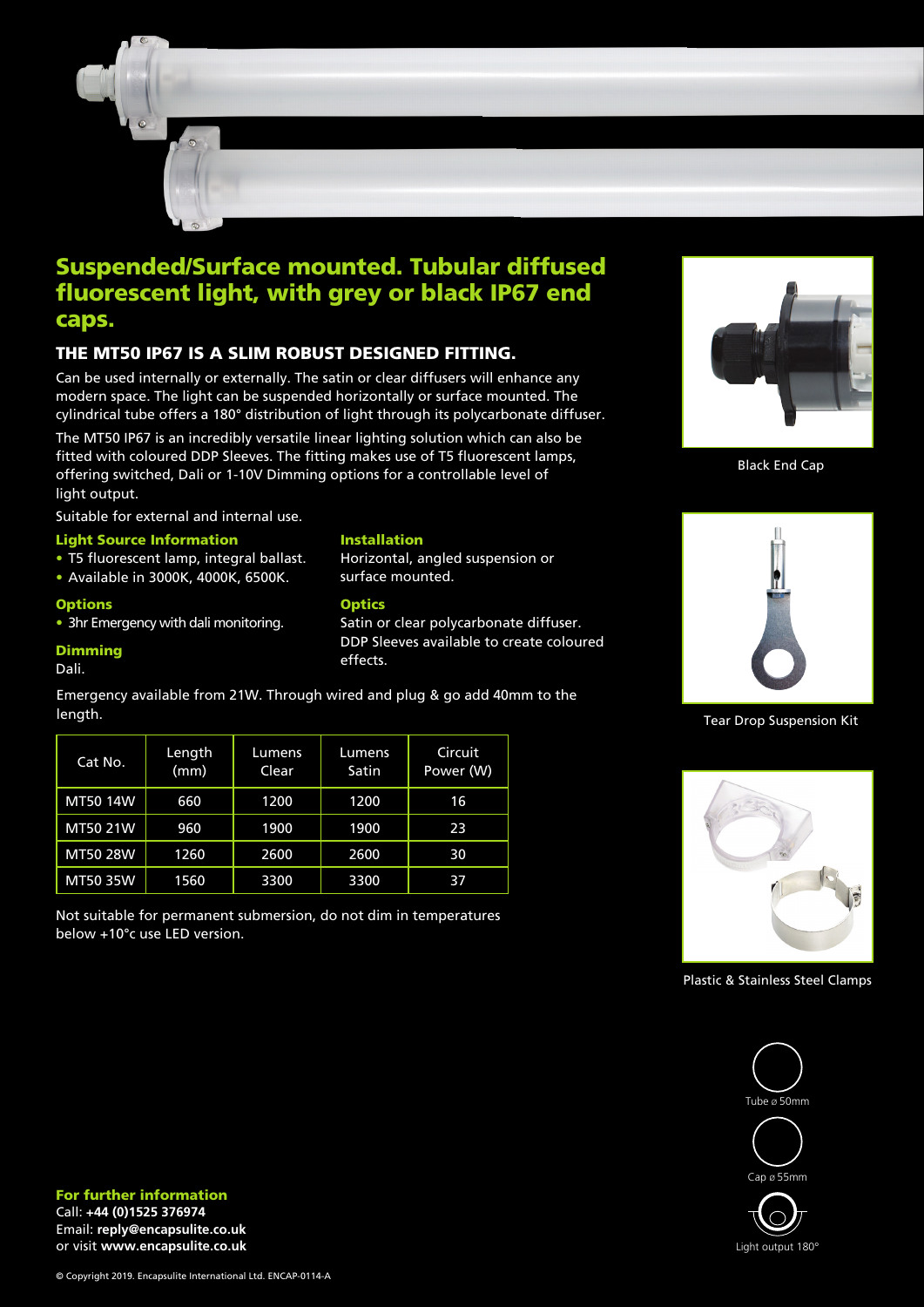## Suspended/Surface mounted. Tubular diffused fluorescent light, with grey or black IP67 end caps.

### THE MT50 IP67 IS A SLIM ROBUST DESIGNED FITTING.

Can be used internally or externally. The satin or clear diffusers will enhance any modern space. The light can be suspended horizontally or surface mounted. The cylindrical tube offers a 180° distribution of light through its polycarbonate diffuser.

The MT50 IP67 is an incredibly versatile linear lighting solution which can also be fitted with coloured DDP Sleeves. The fitting makes use of T5 fluorescent lamps, offering switched, Dali or 1-10V Dimming options for a controllable level of light output.

Suitable for external and internal use.

**Light Source Information**

- T5 fluorescent lamp, integral ballast.
- Available in 3000K, 4000K, 6500K.

**Options**

- 3hr Emergency with dali monitoring.

**Dimming**

Dali.

**Installation**

Horizontal, angled suspension or surface mounted.

**Optics**

Satin or clear polycarbonate diffuser. DDP Sleeves available to create coloured effects.

Emergency available from 21W. Through wired and plug & go add 40mm to the length.

| Cat No. | Length (mm) | Lumens Clear | Lumens Satin | Circuit Power (W) |
|---|---|---|---|---|
| MT50 14W | 660 | 1200 | 1200 | 16 |
| MT50 21W | 960 | 1900 | 1900 | 23 |
| MT50 28W | 1260 | 2600 | 2600 | 30 |
| MT50 35W | 1560 | 3300 | 3300 | 37 |

Not suitable for permanent submersion, do not dim in temperatures below +10°c use LED version.

Black End Cap

Tear Drop Suspension Kit

Plastic & Stainless Steel Clamps

Tube ø 50mm

Cap ø 55mm

Light output 180°

**For further information**

Call: **+44 (0)1525 376974**

Email: **reply@encapsulite.co.uk**

or visit **www.encapsulite.co.uk**

© Copyright 2019. Encapsulite International Ltd. ENCAP-0114-A